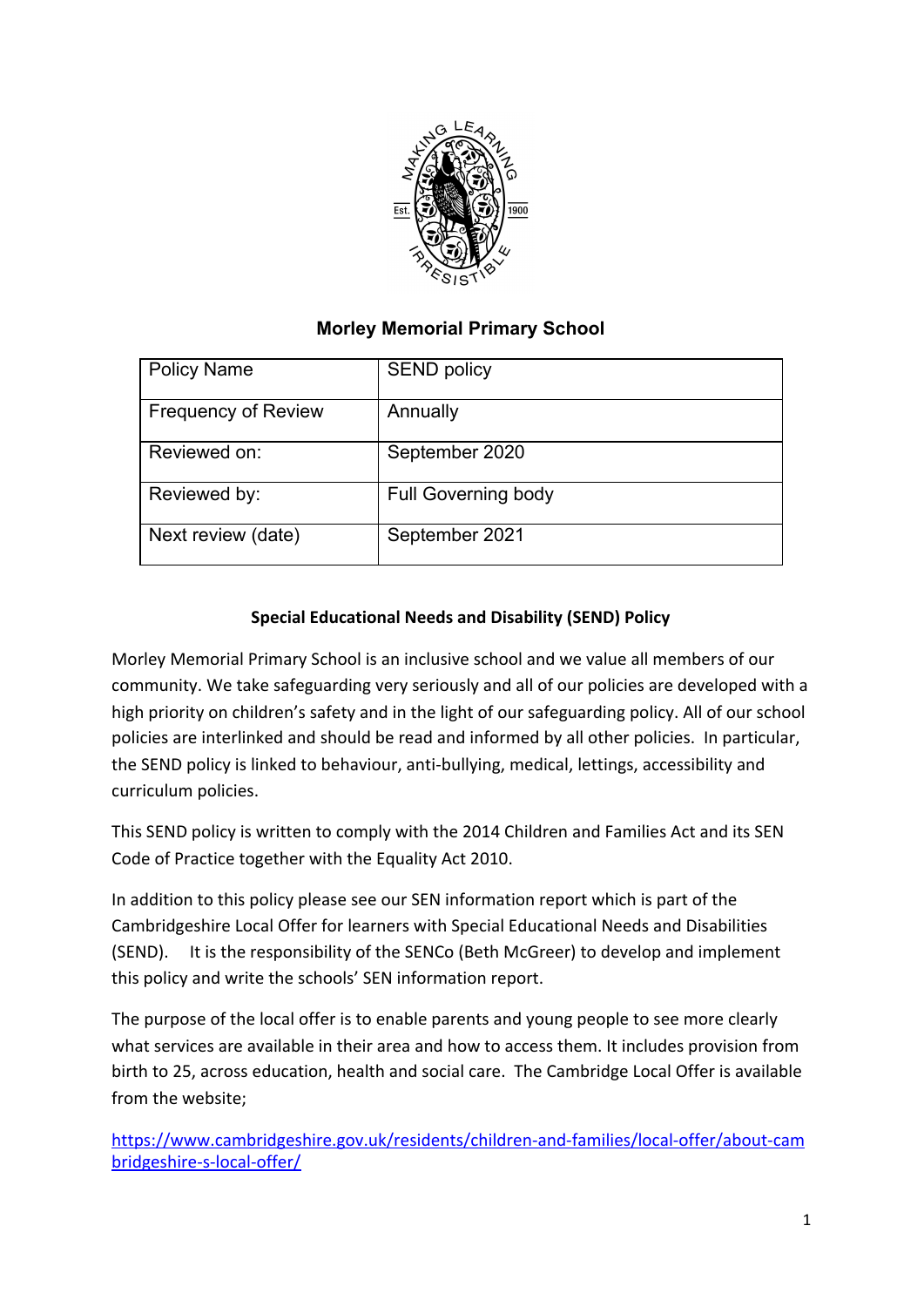# Morley Memorial Primary School

| Policy Name | SEND policy |
|---|---|
| Frequency of Review | Annually |
| Reviewed on: | September 2020 |
| Reviewed by: | Full Governing body |
| Next review (date) | September 2021 |

## Special Educational Needs and Disability (SEND) Policy

Morley Memorial Primary School is an inclusive school and we value all members of our community. We take safeguarding very seriously and all of our policies are developed with a high priority on children's safety and in the light of our safeguarding policy. All of our school policies are interlinked and should be read and informed by all other policies. In particular, the SEND policy is linked to behaviour, anti-bullying, medical, lettings, accessibility and curriculum policies.

This SEND policy is written to comply with the 2014 Children and Families Act and its SEN Code of Practice together with the Equality Act 2010.

In addition to this policy please see our SEN information report which is part of the Cambridgeshire Local Offer for learners with Special Educational Needs and Disabilities (SEND). It is the responsibility of the SENCo (Beth McGreer) to develop and implement this policy and write the schools' SEN information report.

The purpose of the local offer is to enable parents and young people to see more clearly what services are available in their area and how to access them. It includes provision from birth to 25, across education, health and social care. The Cambridge Local Offer is available from the website;

https://www.cambridgeshire.gov.uk/residents/children-and-families/local-offer/about-cambridgeshire-s-local-offer/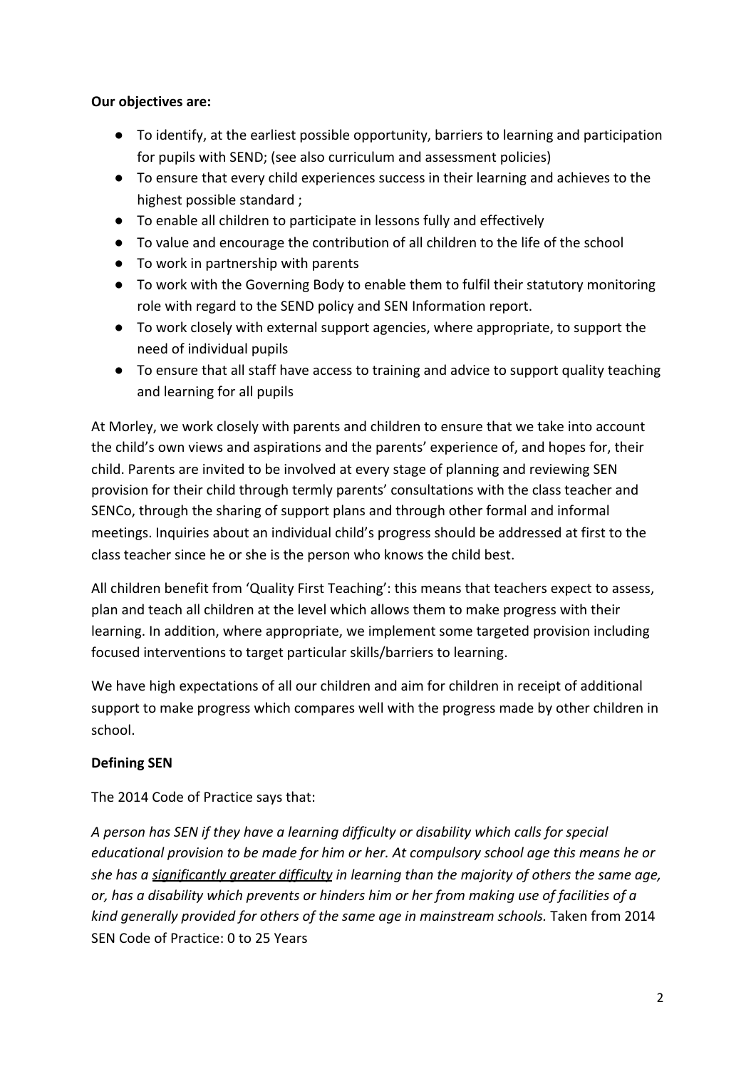**Our objectives are:**

- To identify, at the earliest possible opportunity, barriers to learning and participation for pupils with SEND; (see also curriculum and assessment policies)
- To ensure that every child experiences success in their learning and achieves to the highest possible standard ;
- To enable all children to participate in lessons fully and effectively
- To value and encourage the contribution of all children to the life of the school
- To work in partnership with parents
- To work with the Governing Body to enable them to fulfil their statutory monitoring role with regard to the SEND policy and SEN Information report.
- To work closely with external support agencies, where appropriate, to support the need of individual pupils
- To ensure that all staff have access to training and advice to support quality teaching and learning for all pupils

At Morley, we work closely with parents and children to ensure that we take into account the child's own views and aspirations and the parents' experience of, and hopes for, their child. Parents are invited to be involved at every stage of planning and reviewing SEN provision for their child through termly parents' consultations with the class teacher and SENCo, through the sharing of support plans and through other formal and informal meetings. Inquiries about an individual child's progress should be addressed at first to the class teacher since he or she is the person who knows the child best.

All children benefit from 'Quality First Teaching': this means that teachers expect to assess, plan and teach all children at the level which allows them to make progress with their learning. In addition, where appropriate, we implement some targeted provision including focused interventions to target particular skills/barriers to learning.

We have high expectations of all our children and aim for children in receipt of additional support to make progress which compares well with the progress made by other children in school.

**Defining SEN**

The 2014 Code of Practice says that:

*A person has SEN if they have a learning difficulty or disability which calls for special educational provision to be made for him or her. At compulsory school age this means he or she has a <u>significantly greater difficulty</u> in learning than the majority of others the same age, or, has a disability which prevents or hinders him or her from making use of facilities of a kind generally provided for others of the same age in mainstream schools.* Taken from 2014 SEN Code of Practice: 0 to 25 Years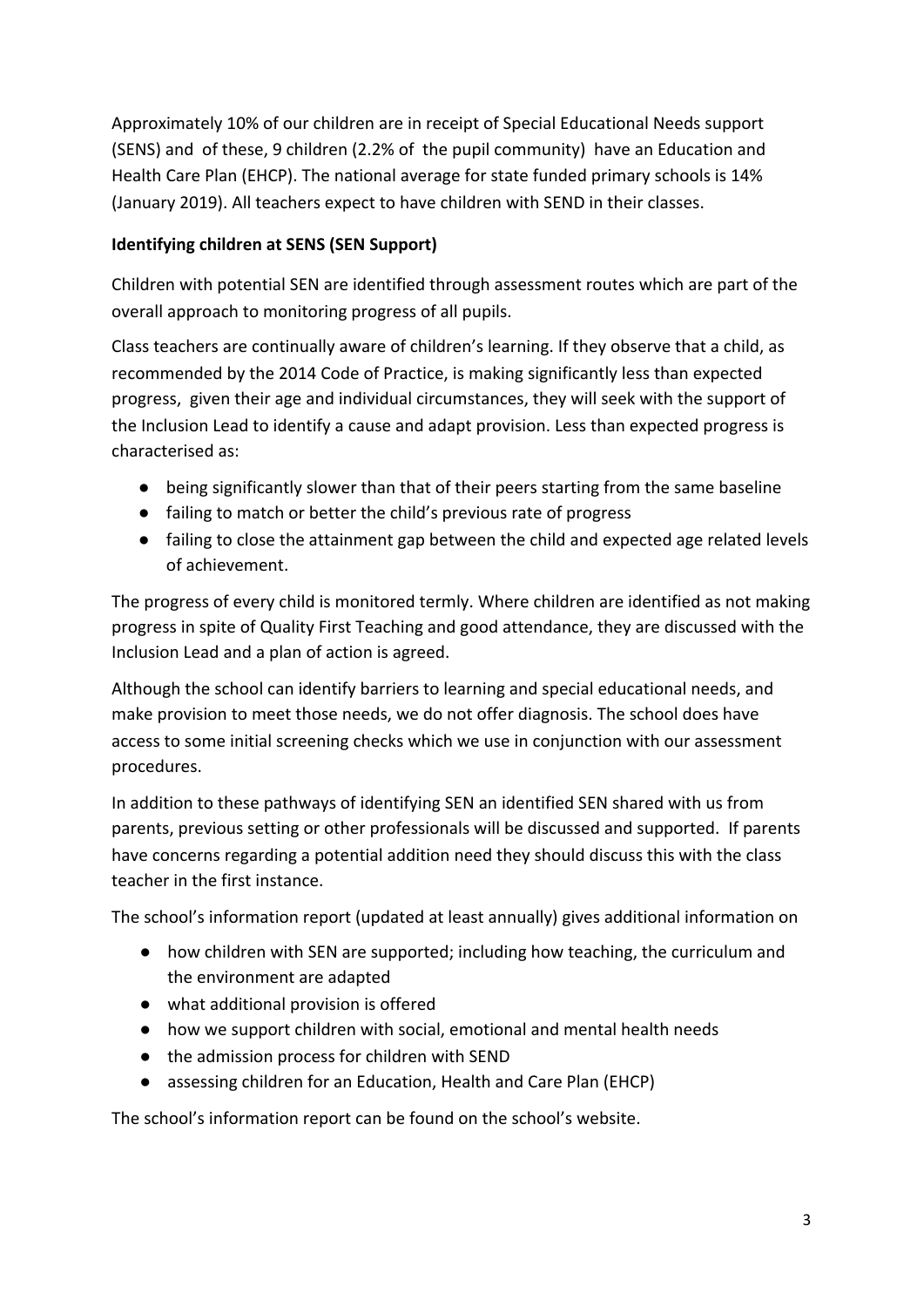Approximately 10% of our children are in receipt of Special Educational Needs support (SENS) and of these, 9 children (2.2% of the pupil community) have an Education and Health Care Plan (EHCP). The national average for state funded primary schools is 14% (January 2019). All teachers expect to have children with SEND in their classes.

**Identifying children at SENS (SEN Support)**

Children with potential SEN are identified through assessment routes which are part of the overall approach to monitoring progress of all pupils.

Class teachers are continually aware of children's learning. If they observe that a child, as recommended by the 2014 Code of Practice, is making significantly less than expected progress, given their age and individual circumstances, they will seek with the support of the Inclusion Lead to identify a cause and adapt provision. Less than expected progress is characterised as:

- being significantly slower than that of their peers starting from the same baseline
- failing to match or better the child's previous rate of progress
- failing to close the attainment gap between the child and expected age related levels of achievement.

The progress of every child is monitored termly. Where children are identified as not making progress in spite of Quality First Teaching and good attendance, they are discussed with the Inclusion Lead and a plan of action is agreed.

Although the school can identify barriers to learning and special educational needs, and make provision to meet those needs, we do not offer diagnosis. The school does have access to some initial screening checks which we use in conjunction with our assessment procedures.

In addition to these pathways of identifying SEN an identified SEN shared with us from parents, previous setting or other professionals will be discussed and supported. If parents have concerns regarding a potential addition need they should discuss this with the class teacher in the first instance.

The school's information report (updated at least annually) gives additional information on

- how children with SEN are supported; including how teaching, the curriculum and the environment are adapted
- what additional provision is offered
- how we support children with social, emotional and mental health needs
- the admission process for children with SEND
- assessing children for an Education, Health and Care Plan (EHCP)

The school's information report can be found on the school's website.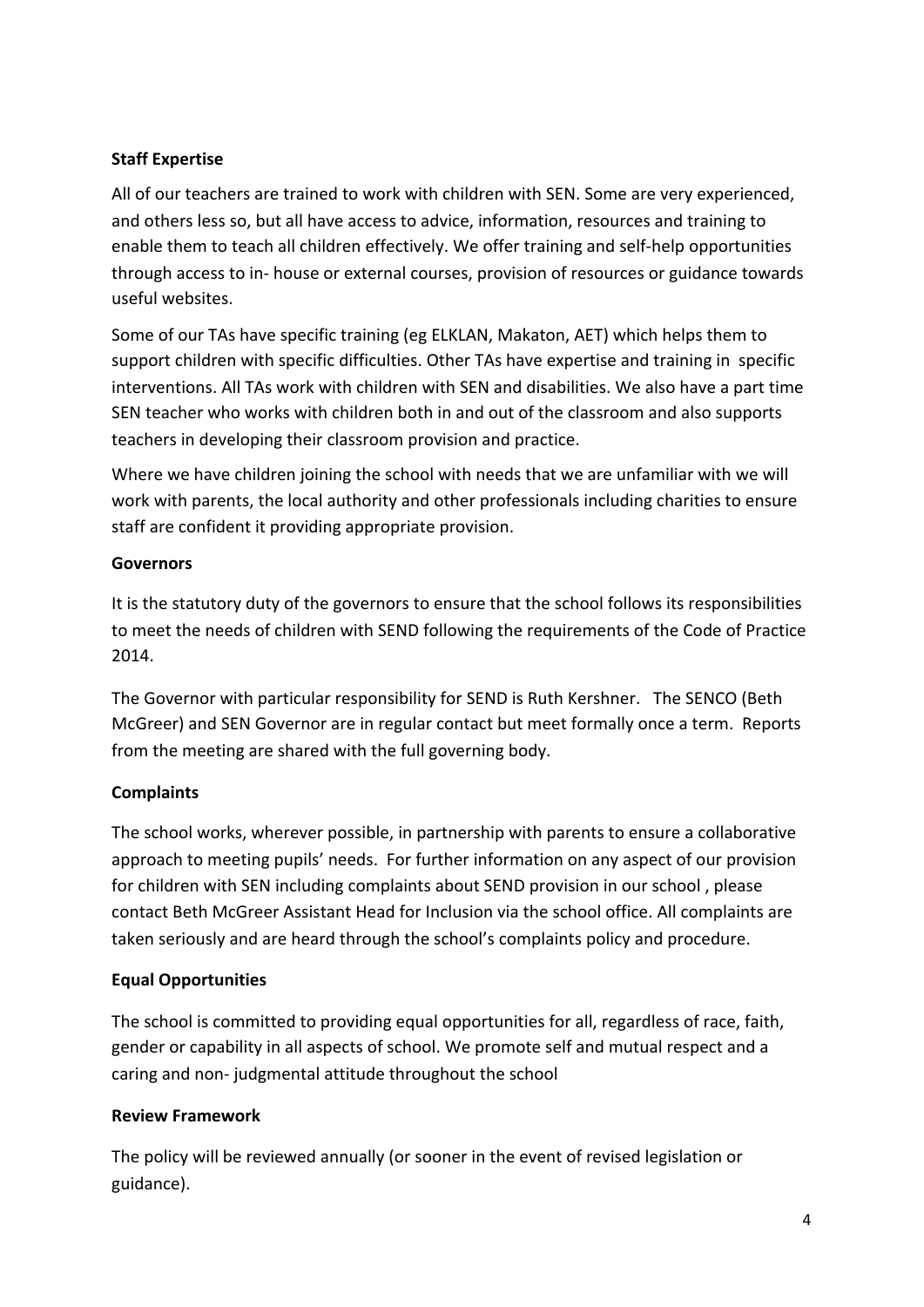**Staff Expertise**

All of our teachers are trained to work with children with SEN. Some are very experienced, and others less so, but all have access to advice, information, resources and training to enable them to teach all children effectively. We offer training and self-help opportunities through access to in- house or external courses, provision of resources or guidance towards useful websites.

Some of our TAs have specific training (eg ELKLAN, Makaton, AET) which helps them to support children with specific difficulties. Other TAs have expertise and training in specific interventions. All TAs work with children with SEN and disabilities. We also have a part time SEN teacher who works with children both in and out of the classroom and also supports teachers in developing their classroom provision and practice.

Where we have children joining the school with needs that we are unfamiliar with we will work with parents, the local authority and other professionals including charities to ensure staff are confident it providing appropriate provision.

**Governors**

It is the statutory duty of the governors to ensure that the school follows its responsibilities to meet the needs of children with SEND following the requirements of the Code of Practice 2014.

The Governor with particular responsibility for SEND is Ruth Kershner. The SENCO (Beth McGreer) and SEN Governor are in regular contact but meet formally once a term. Reports from the meeting are shared with the full governing body.

**Complaints**

The school works, wherever possible, in partnership with parents to ensure a collaborative approach to meeting pupils' needs. For further information on any aspect of our provision for children with SEN including complaints about SEND provision in our school , please contact Beth McGreer Assistant Head for Inclusion via the school office. All complaints are taken seriously and are heard through the school's complaints policy and procedure.

**Equal Opportunities**

The school is committed to providing equal opportunities for all, regardless of race, faith, gender or capability in all aspects of school. We promote self and mutual respect and a caring and non- judgmental attitude throughout the school

**Review Framework**

The policy will be reviewed annually (or sooner in the event of revised legislation or guidance).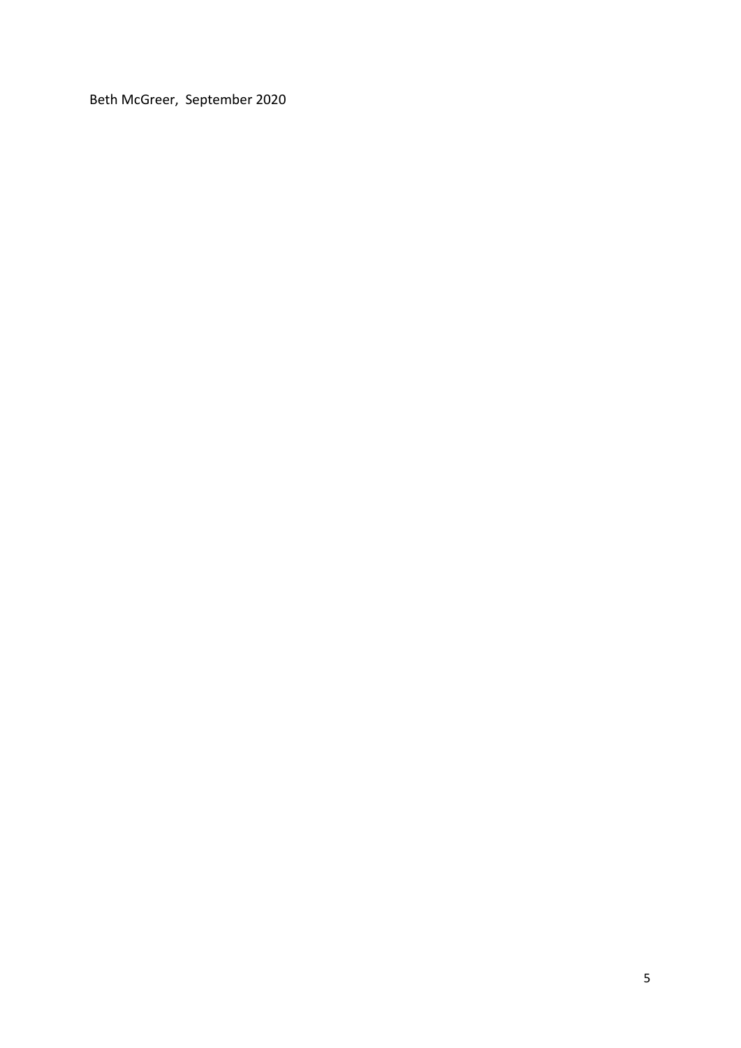Beth McGreer, September 2020